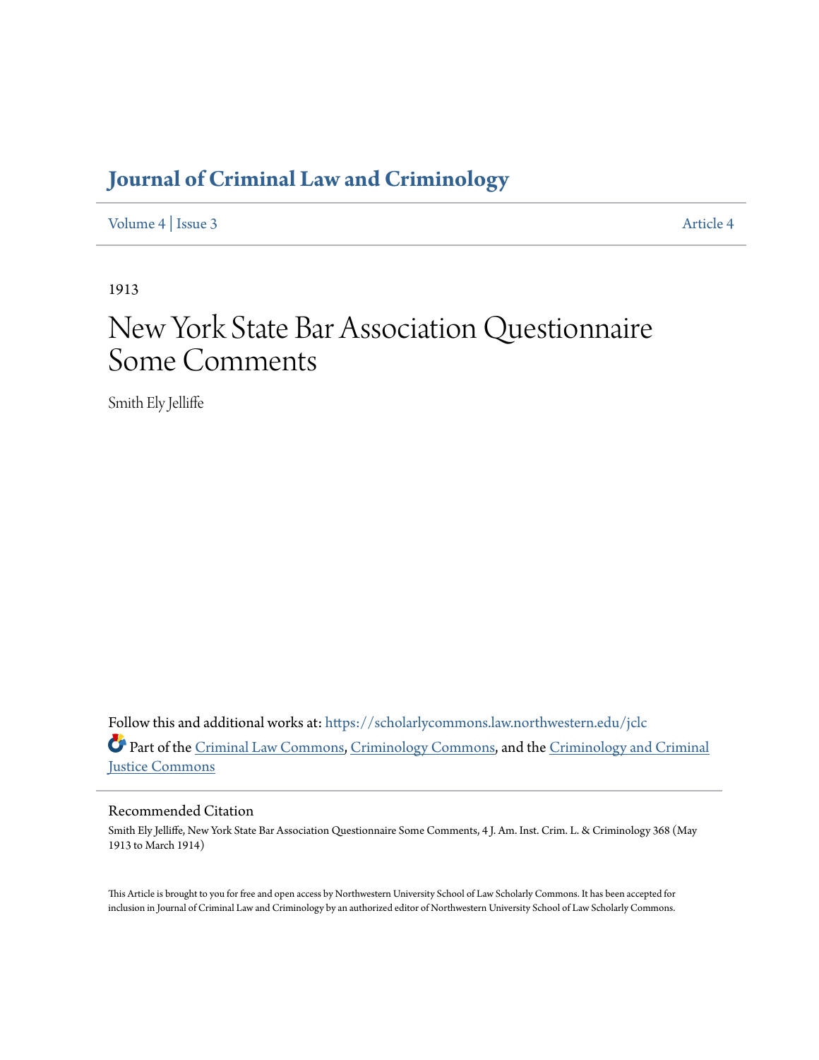# Journal of Criminal Law and Criminology

Volume 4 | Issue 3 Article 4

1913

# New York State Bar Association Questionnaire Some Comments

Smith Ely Jelliffe

Follow this and additional works at: https://scholarlycommons.law.northwestern.edu/jclc

Part of the Criminal Law Commons, Criminology Commons, and the Criminology and Criminal Justice Commons

## Recommended Citation

Smith Ely Jelliffe, New York State Bar Association Questionnaire Some Comments, 4 J. Am. Inst. Crim. L. & Criminology 368 (May 1913 to March 1914)

This Article is brought to you for free and open access by Northwestern University School of Law Scholarly Commons. It has been accepted for inclusion in Journal of Criminal Law and Criminology by an authorized editor of Northwestern University School of Law Scholarly Commons.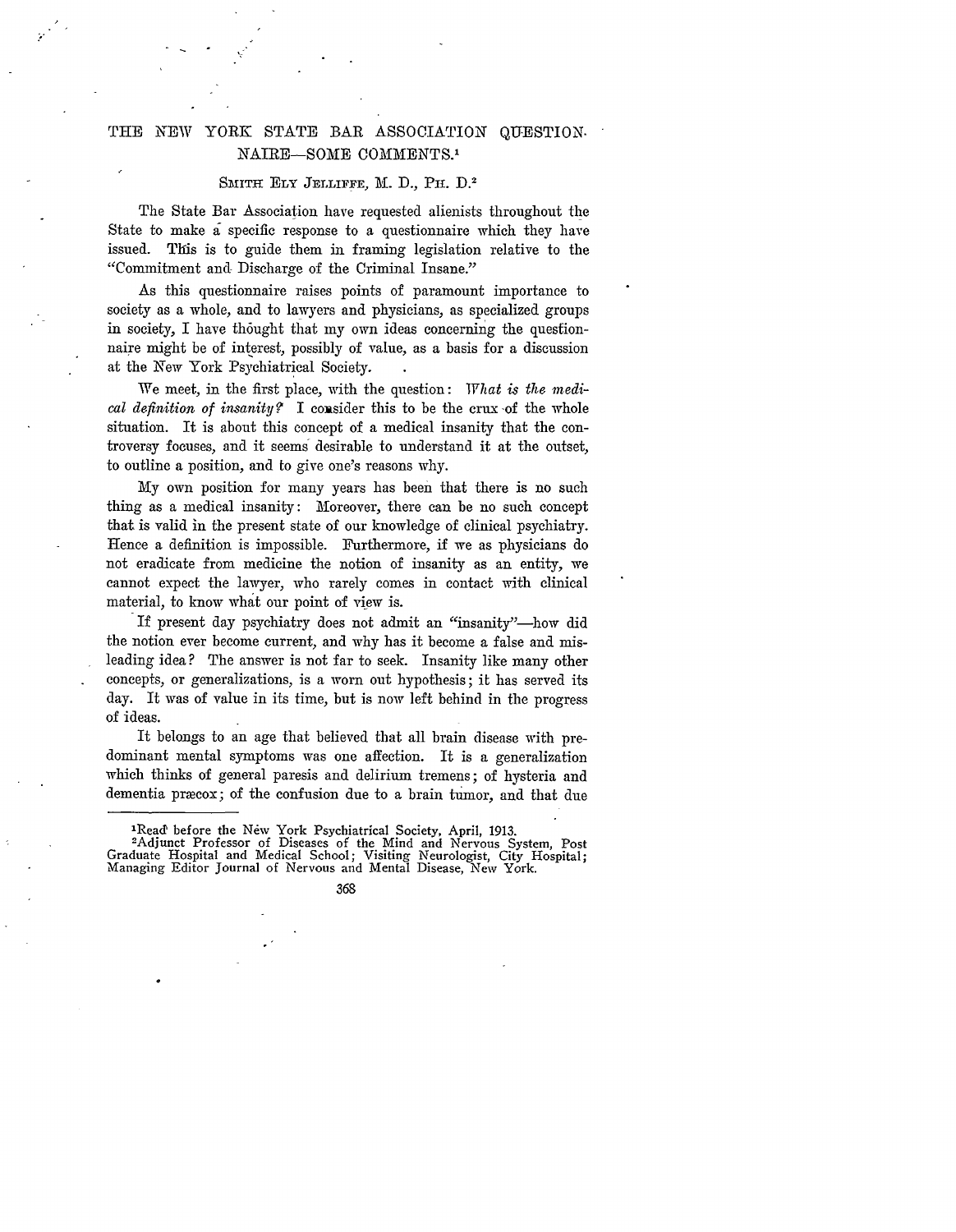# THE NEW YORK STATE BAR ASSOCIATION QUESTIONNAIRE—SOME COMMENTS.[1]

SMITH ELY JELLIFFE, M. D., PH. D.[2]

The State Bar Association have requested alienists throughout the State to make a specific response to a questionnaire which they have issued. This is to guide them in framing legislation relative to the "Commitment and Discharge of the Criminal Insane."

As this questionnaire raises points of paramount importance to society as a whole, and to lawyers and physicians, as specialized groups in society, I have thought that my own ideas concerning the questionnaire might be of interest, possibly of value, as a basis for a discussion at the New York Psychiatrical Society.

We meet, in the first place, with the question: *What is the medical definition of insanity?* I consider this to be the crux of the whole situation. It is about this concept of a medical insanity that the controversy focuses, and it seems desirable to understand it at the outset, to outline a position, and to give one's reasons why.

My own position for many years has been that there is no such thing as a medical insanity: Moreover, there can be no such concept that is valid in the present state of our knowledge of clinical psychiatry. Hence a definition is impossible. Furthermore, if we as physicians do not eradicate from medicine the notion of insanity as an entity, we cannot expect the lawyer, who rarely comes in contact with clinical material, to know what our point of view is.

If present day psychiatry does not admit an "insanity"—how did the notion ever become current, and why has it become a false and misleading idea? The answer is not far to seek. Insanity like many other concepts, or generalizations, is a worn out hypothesis; it has served its day. It was of value in its time, but is now left behind in the progress of ideas.

It belongs to an age that believed that all brain disease with predominant mental symptoms was one affection. It is a generalization which thinks of general paresis and delirium tremens; of hysteria and dementia præcox; of the confusion due to a brain tumor, and that due

---

[1] Read before the New York Psychiatrical Society, April, 1913.

[2] Adjunct Professor of Diseases of the Mind and Nervous System, Post Graduate Hospital and Medical School; Visiting Neurologist, City Hospital; Managing Editor Journal of Nervous and Mental Disease, New York.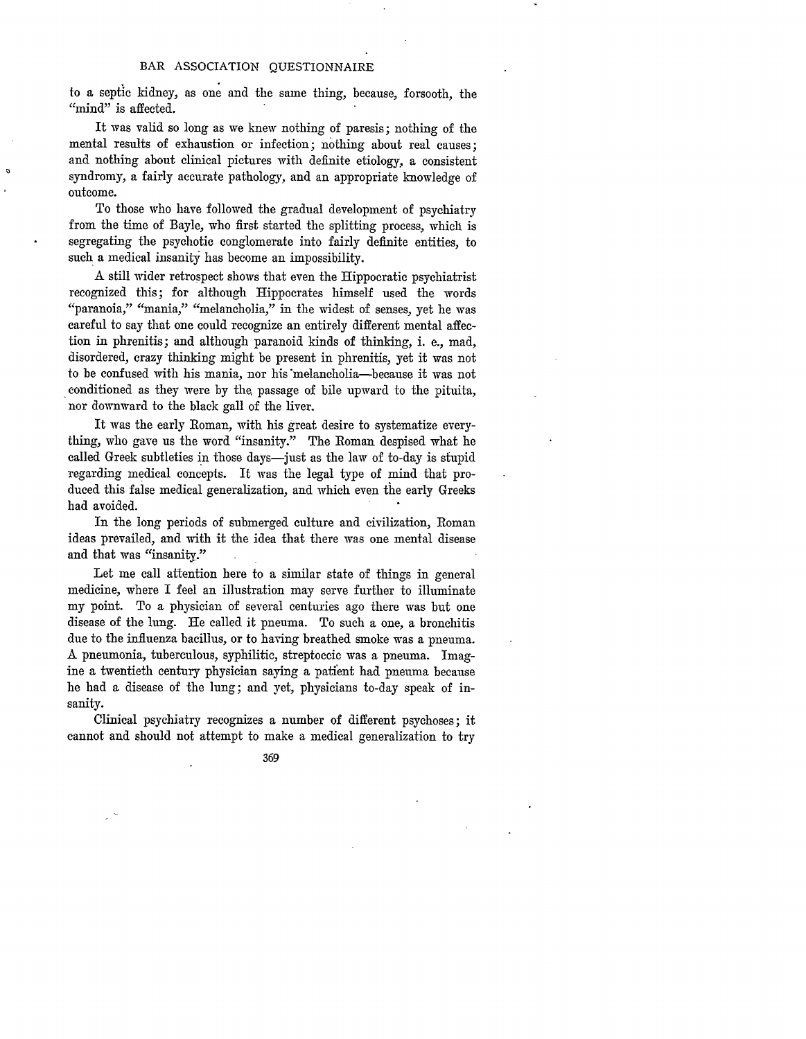to a septic kidney, as one and the same thing, because, forsooth, the "mind" is affected.

It was valid so long as we knew nothing of paresis; nothing of the mental results of exhaustion or infection; nothing about real causes; and nothing about clinical pictures with definite etiology, a consistent syndromy, a fairly accurate pathology, and an appropriate knowledge of outcome.

To those who have followed the gradual development of psychiatry from the time of Bayle, who first started the splitting process, which is segregating the psychotic conglomerate into fairly definite entities, to such a medical insanity has become an impossibility.

A still wider retrospect shows that even the Hippocratic psychiatrist recognized this; for although Hippocrates himself used the words "paranoia," "mania," "melancholia," in the widest of senses, yet he was careful to say that one could recognize an entirely different mental affection in phrenitis; and although paranoid kinds of thinking, i. e., mad, disordered, crazy thinking might be present in phrenitis, yet it was not to be confused with his mania, nor his melancholia—because it was not conditioned as they were by the passage of bile upward to the pituita, nor downward to the black gall of the liver.

It was the early Roman, with his great desire to systematize everything, who gave us the word "insanity." The Roman despised what he called Greek subtleties in those days—just as the law of to-day is stupid regarding medical concepts. It was the legal type of mind that produced this false medical generalization, and which even the early Greeks had avoided.

In the long periods of submerged culture and civilization, Roman ideas prevailed, and with it the idea that there was one mental disease and that was "insanity."

Let me call attention here to a similar state of things in general medicine, where I feel an illustration may serve further to illuminate my point. To a physician of several centuries ago there was but one disease of the lung. He called it pneuma. To such a one, a bronchitis due to the influenza bacillus, or to having breathed smoke was a pneuma. A pneumonia, tuberculous, syphilitic, streptoccic was a pneuma. Imagine a twentieth century physician saying a patient had pneuma because he had a disease of the lung; and yet, physicians to-day speak of insanity.

Clinical psychiatry recognizes a number of different psychoses; it cannot and should not attempt to make a medical generalization to try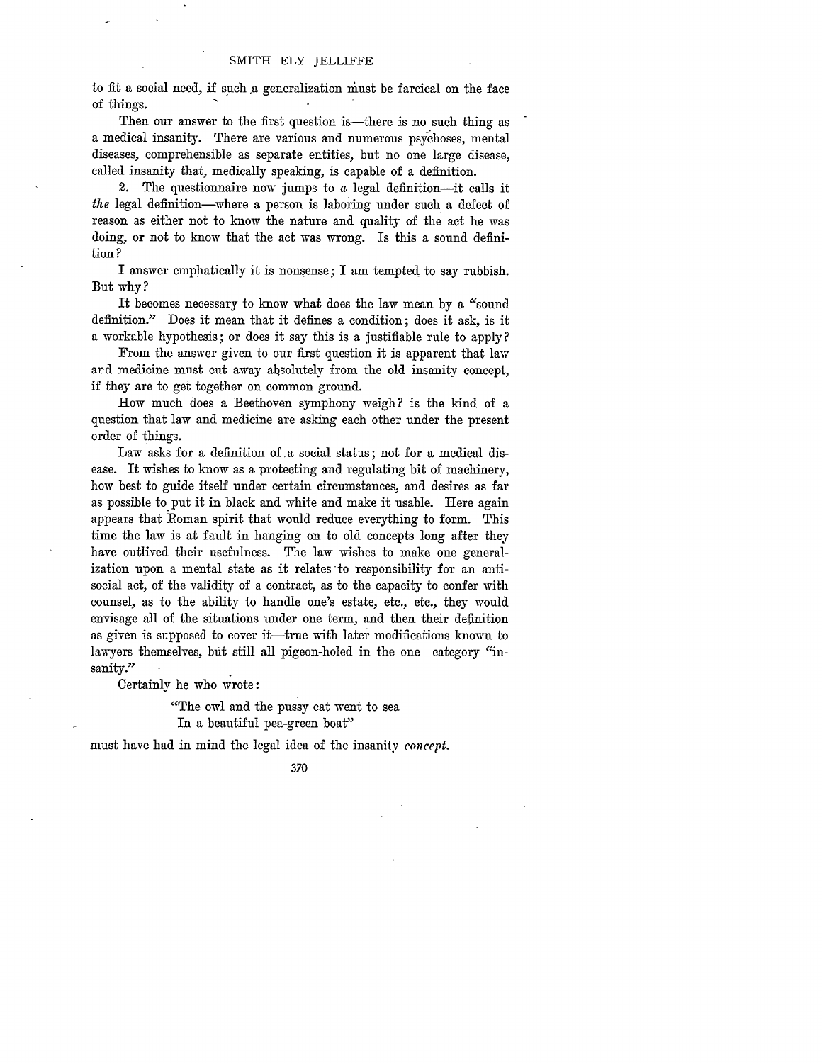to fit a social need, if such a generalization must be farcical on the face of things.

Then our answer to the first question is—there is no such thing as a medical insanity. There are various and numerous psychoses, mental diseases, comprehensible as separate entities, but no one large disease, called insanity that, medically speaking, is capable of a definition.

2. The questionnaire now jumps to *a* legal definition—it calls it *the* legal definition—where a person is laboring under such a defect of reason as either not to know the nature and quality of the act he was doing, or not to know that the act was wrong. Is this a sound definition?

I answer emphatically it is nonsense; I am tempted to say rubbish. But why?

It becomes necessary to know what does the law mean by a "sound definition." Does it mean that it defines a condition; does it ask, is it a workable hypothesis; or does it say this is a justifiable rule to apply?

From the answer given to our first question it is apparent that law and medicine must cut away absolutely from the old insanity concept, if they are to get together on common ground.

How much does a Beethoven symphony weigh? is the kind of a question that law and medicine are asking each other under the present order of things.

Law asks for a definition of a social status; not for a medical disease. It wishes to know as a protecting and regulating bit of machinery, how best to guide itself under certain circumstances, and desires as far as possible to put it in black and white and make it usable. Here again appears that Roman spirit that would reduce everything to form. This time the law is at fault in hanging on to old concepts long after they have outlived their usefulness. The law wishes to make one generalization upon a mental state as it relates to responsibility for an anti-social act, of the validity of a contract, as to the capacity to confer with counsel, as to the ability to handle one's estate, etc., etc., they would envisage all of the situations under one term, and then their definition as given is supposed to cover it—true with later modifications known to lawyers themselves, but still all pigeon-holed in the one category "insanity."

Certainly he who wrote:

> "The owl and the pussy cat went to sea
> In a beautiful pea-green boat"

must have had in mind the legal idea of the insanity *concept*.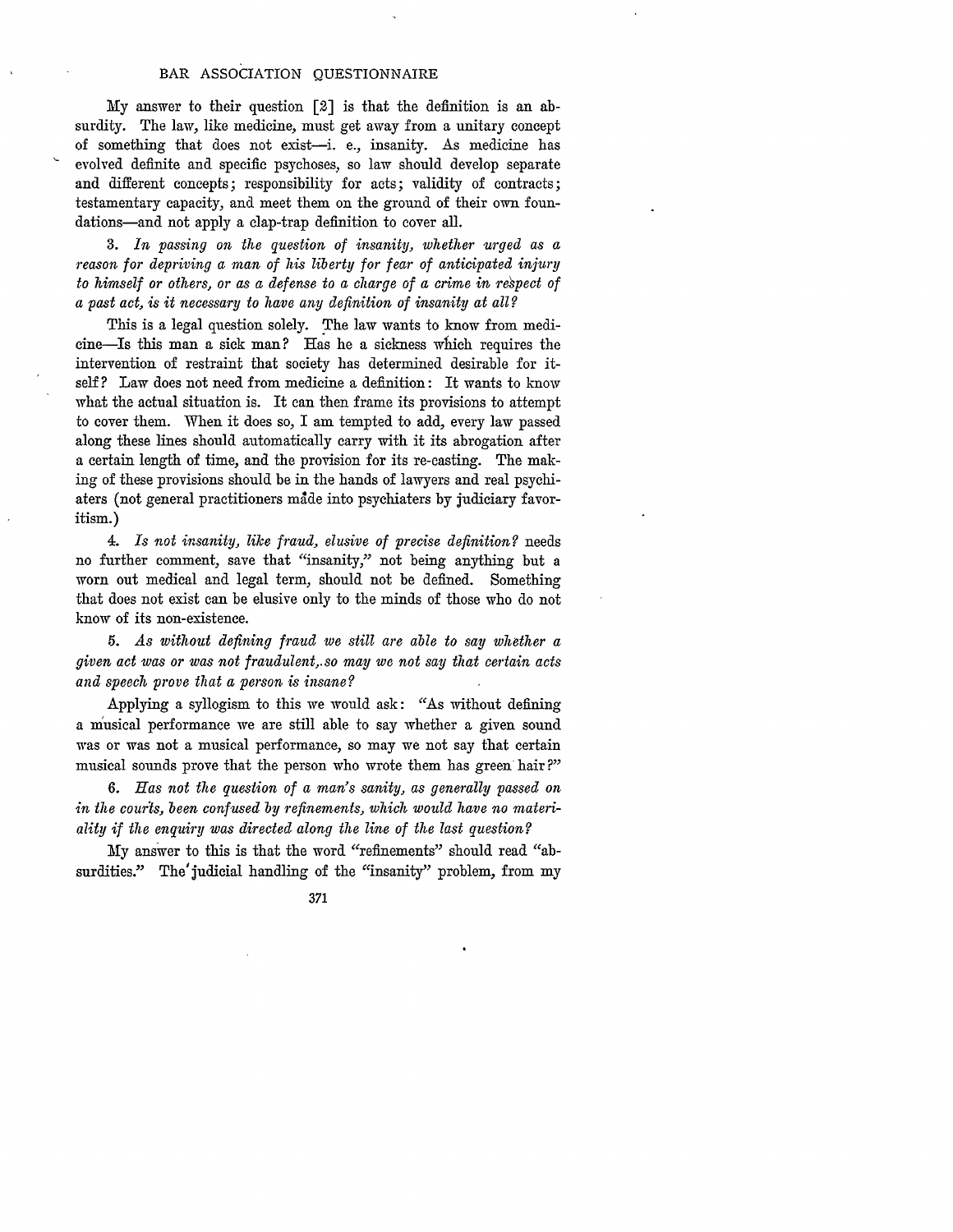My answer to their question [2] is that the definition is an absurdity. The law, like medicine, must get away from a unitary concept of something that does not exist—i. e., insanity. As medicine has evolved definite and specific psychoses, so law should develop separate and different concepts; responsibility for acts; validity of contracts; testamentary capacity, and meet them on the ground of their own foundations—and not apply a clap-trap definition to cover all.

3. *In passing on the question of insanity, whether urged as a reason for depriving a man of his liberty for fear of anticipated injury to himself or others, or as a defense to a charge of a crime in respect of a past act, is it necessary to have any definition of insanity at all?*

This is a legal question solely. The law wants to know from medicine—Is this man a sick man? Has he a sickness which requires the intervention of restraint that society has determined desirable for itself? Law does not need from medicine a definition: It wants to know what the actual situation is. It can then frame its provisions to attempt to cover them. When it does so, I am tempted to add, every law passed along these lines should automatically carry with it its abrogation after a certain length of time, and the provision for its re-casting. The making of these provisions should be in the hands of lawyers and real psychiaters (not general practitioners made into psychiaters by judiciary favoritism.)

4. *Is not insanity, like fraud, elusive of precise definition?* needs no further comment, save that "insanity," not being anything but a worn out medical and legal term, should not be defined. Something that does not exist can be elusive only to the minds of those who do not know of its non-existence.

5. *As without defining fraud we still are able to say whether a given act was or was not fraudulent, so may we not say that certain acts and speech prove that a person is insane?*

Applying a syllogism to this we would ask: "As without defining a musical performance we are still able to say whether a given sound was or was not a musical performance, so may we not say that certain musical sounds prove that the person who wrote them has green hair?"

6. *Has not the question of a man's sanity, as generally passed on in the courts, been confused by refinements, which would have no materiality if the enquiry was directed along the line of the last question?*

My answer to this is that the word "refinements" should read "absurdities." The judicial handling of the "insanity" problem, from my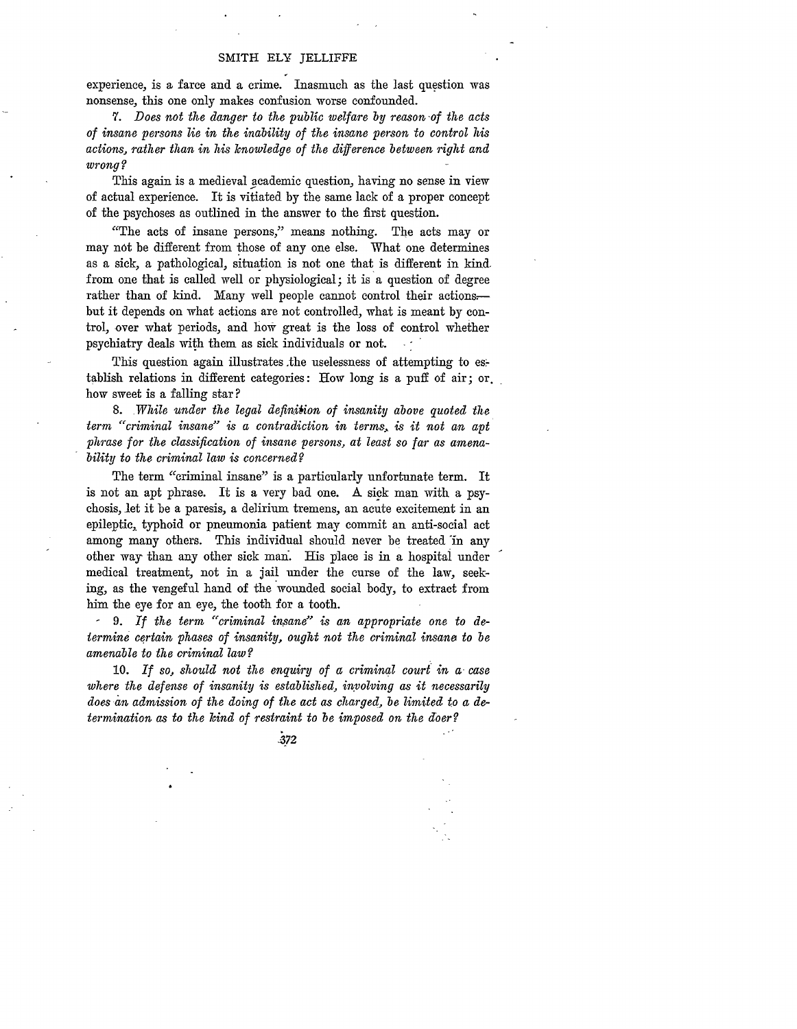experience, is a farce and a crime. Inasmuch as the last question was nonsense, this one only makes confusion worse confounded.

7. *Does not the danger to the public welfare by reason of the acts of insane persons lie in the inability of the insane person to control his actions, rather than in his knowledge of the difference between right and wrong?*

This again is a medieval academic question, having no sense in view of actual experience. It is vitiated by the same lack of a proper concept of the psychoses as outlined in the answer to the first question.

"The acts of insane persons," means nothing. The acts may or may not be different from those of any one else. What one determines as a sick, a pathological, situation is not one that is different in kind from one that is called well or physiological; it is a question of degree rather than of kind. Many well people cannot control their actions—but it depends on what actions are not controlled, what is meant by control, over what periods, and how great is the loss of control whether psychiatry deals with them as sick individuals or not.

This question again illustrates the uselessness of attempting to establish relations in different categories: How long is a puff of air; or, how sweet is a falling star?

8. *While under the legal definition of insanity above quoted the term "criminal insane" is a contradiction in terms, is it not an apt phrase for the classification of insane persons, at least so far as amenability to the criminal law is concerned?*

The term "criminal insane" is a particularly unfortunate term. It is not an apt phrase. It is a very bad one. A sick man with a psychosis, let it be a paresis, a delirium tremens, an acute excitement in an epileptic, typhoid or pneumonia patient may commit an anti-social act among many others. This individual should never be treated in any other way than any other sick man. His place is in a hospital under medical treatment, not in a jail under the curse of the law, seeking, as the vengeful hand of the wounded social body, to extract from him the eye for an eye, the tooth for a tooth.

9. *If the term "criminal insane" is an appropriate one to determine certain phases of insanity, ought not the criminal insane to be amenable to the criminal law?*

10. *If so, should not the enquiry of a criminal court in a case where the defense of insanity is established, involving as it necessarily does an admission of the doing of the act as charged, be limited to a determination as to the kind of restraint to be imposed on the doer?*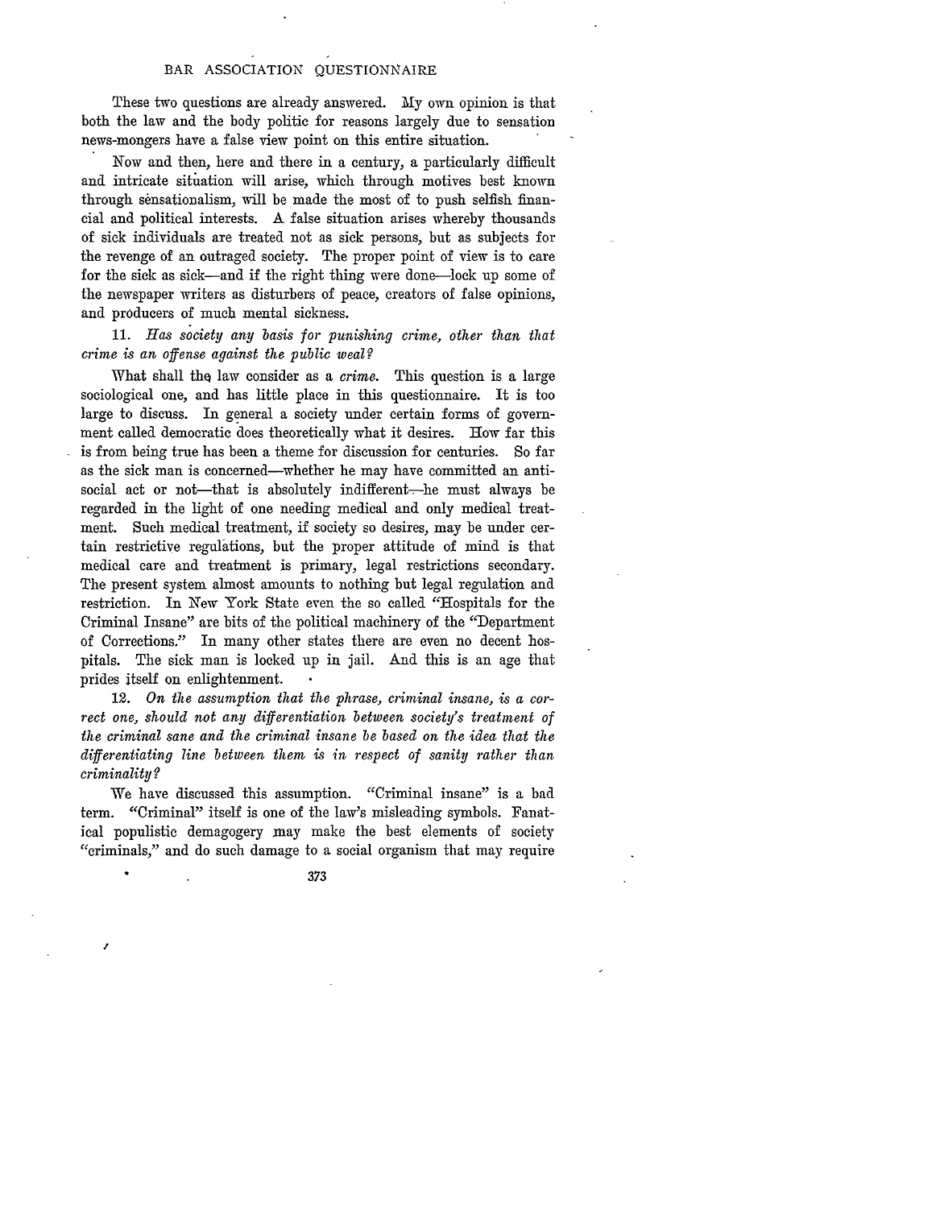These two questions are already answered. My own opinion is that both the law and the body politic for reasons largely due to sensation news-mongers have a false view point on this entire situation.

Now and then, here and there in a century, a particularly difficult and intricate situation will arise, which through motives best known through sensationalism, will be made the most of to push selfish financial and political interests. A false situation arises whereby thousands of sick individuals are treated not as sick persons, but as subjects for the revenge of an outraged society. The proper point of view is to care for the sick as sick—and if the right thing were done—lock up some of the newspaper writers as disturbers of peace, creators of false opinions, and producers of much mental sickness.

11. *Has society any basis for punishing crime, other than that crime is an offense against the public weal?*

What shall the law consider as a *crime*. This question is a large sociological one, and has little place in this questionnaire. It is too large to discuss. In general a society under certain forms of government called democratic does theoretically what it desires. How far this is from being true has been a theme for discussion for centuries. So far as the sick man is concerned—whether he may have committed an antisocial act or not—that is absolutely indifferent—he must always be regarded in the light of one needing medical and only medical treatment. Such medical treatment, if society so desires, may be under certain restrictive regulations, but the proper attitude of mind is that medical care and treatment is primary, legal restrictions secondary. The present system almost amounts to nothing but legal regulation and restriction. In New York State even the so called "Hospitals for the Criminal Insane" are bits of the political machinery of the "Department of Corrections." In many other states there are even no decent hospitals. The sick man is locked up in jail. And this is an age that prides itself on enlightenment.

12. *On the assumption that the phrase, criminal insane, is a correct one, should not any differentiation between society's treatment of the criminal sane and the criminal insane be based on the idea that the differentiating line between them is in respect of sanity rather than criminality?*

We have discussed this assumption. "Criminal insane" is a bad term. "Criminal" itself is one of the law's misleading symbols. Fanatical populistic demagogery may make the best elements of society "criminals," and do such damage to a social organism that may require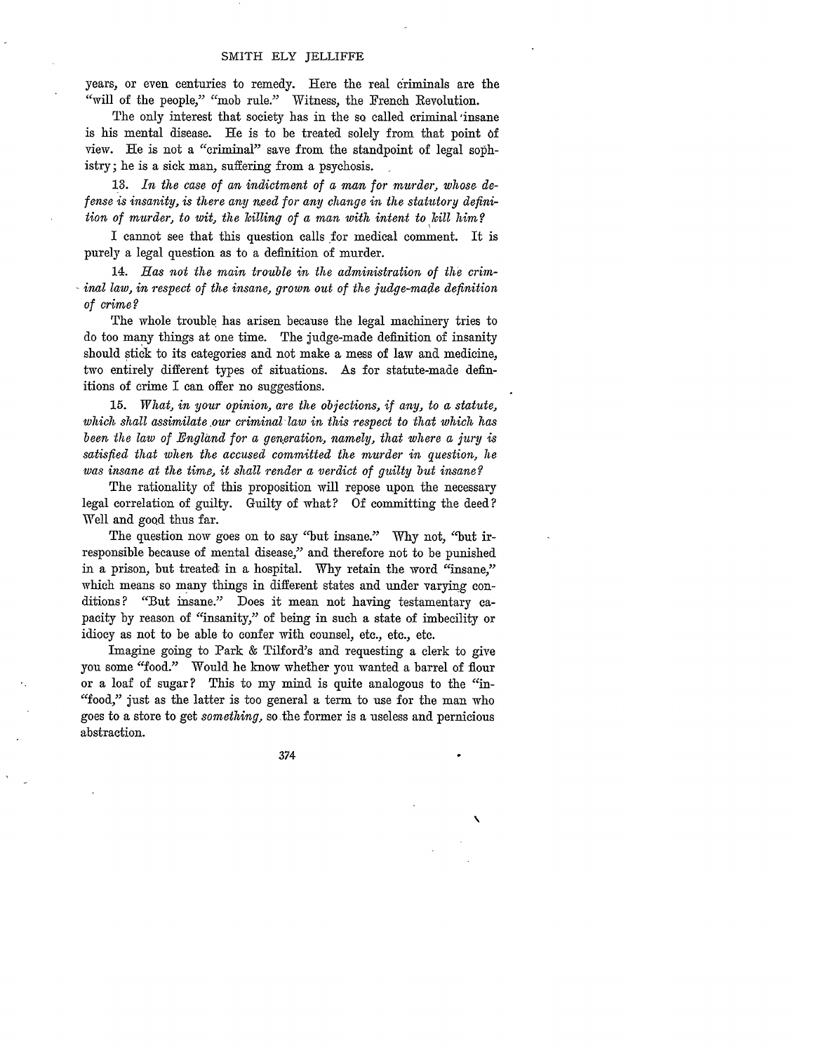years, or even centuries to remedy. Here the real criminals are the "will of the people," "mob rule." Witness, the French Revolution.

The only interest that society has in the so called criminal insane is his mental disease. He is to be treated solely from that point of view. He is not a "criminal" save from the standpoint of legal sophistry; he is a sick man, suffering from a psychosis.

13. *In the case of an indictment of a man for murder, whose defense is insanity, is there any need for any change in the statutory definition of murder, to wit, the killing of a man with intent to kill him?*

I cannot see that this question calls for medical comment. It is purely a legal question as to a definition of murder.

14. *Has not the main trouble in the administration of the criminal law, in respect of the insane, grown out of the judge-made definition of crime?*

The whole trouble has arisen because the legal machinery tries to do too many things at one time. The judge-made definition of insanity should stick to its categories and not make a mess of law and medicine, two entirely different types of situations. As for statute-made definitions of crime I can offer no suggestions.

15. *What, in your opinion, are the objections, if any, to a statute, which shall assimilate our criminal law in this respect to that which has been the law of England for a generation, namely, that where a jury is satisfied that when the accused committed the murder in question, he was insane at the time, it shall render a verdict of guilty but insane?*

The rationality of this proposition will repose upon the necessary legal correlation of guilty. Guilty of what? Of committing the deed? Well and good thus far.

The question now goes on to say "but insane." Why not, "but irresponsible because of mental disease," and therefore not to be punished in a prison, but treated in a hospital. Why retain the word "insane," which means so many things in different states and under varying conditions? "But insane." Does it mean not having testamentary capacity by reason of "insanity," of being in such a state of imbecility or idiocy as not to be able to confer with counsel, etc., etc., etc.

Imagine going to Park & Tilford's and requesting a clerk to give you some "food." Would he know whether you wanted a barrel of flour or a loaf of sugar? This to my mind is quite analogous to the "in- "food," just as the latter is too general a term to use for the man who goes to a store to get *something*, so the former is a useless and pernicious abstraction.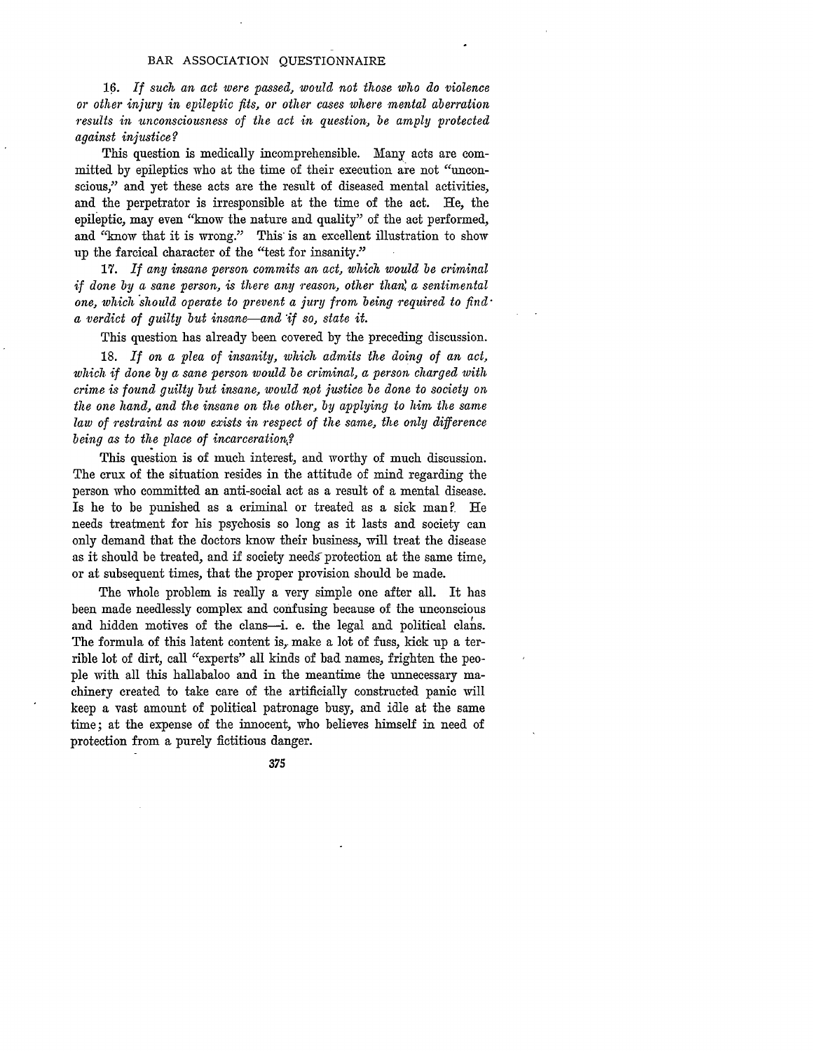16. *If such an act were passed, would not those who do violence or other injury in epileptic fits, or other cases where mental aberration results in unconsciousness of the act in question, be amply protected against injustice?*

This question is medically incomprehensible. Many acts are committed by epileptics who at the time of their execution are not "unconscious," and yet these acts are the result of diseased mental activities, and the perpetrator is irresponsible at the time of the act. He, the epileptic, may even "know the nature and quality" of the act performed, and "know that it is wrong." This is an excellent illustration to show up the farcical character of the "test for insanity."

17. *If any insane person commits an act, which would be criminal if done by a sane person, is there any reason, other than a sentimental one, which should operate to prevent a jury from being required to find a verdict of guilty but insane—and if so, state it.*

This question has already been covered by the preceding discussion.

18. *If on a plea of insanity, which admits the doing of an act, which if done by a sane person would be criminal, a person charged with crime is found guilty but insane, would not justice be done to society on the one hand, and the insane on the other, by applying to him the same law of restraint as now exists in respect of the same, the only difference being as to the place of incarceration?*

This question is of much interest, and worthy of much discussion. The crux of the situation resides in the attitude of mind regarding the person who committed an anti-social act as a result of a mental disease. Is he to be punished as a criminal or treated as a sick man? He needs treatment for his psychosis so long as it lasts and society can only demand that the doctors know their business, will treat the disease as it should be treated, and if society needs protection at the same time, or at subsequent times, that the proper provision should be made.

The whole problem is really a very simple one after all. It has been made needlessly complex and confusing because of the unconscious and hidden motives of the clans—i. e. the legal and political clans. The formula of this latent content is, make a lot of fuss, kick up a terrible lot of dirt, call "experts" all kinds of bad names, frighten the people with all this hallabaloo and in the meantime the unnecessary machinery created to take care of the artificially constructed panic will keep a vast amount of political patronage busy, and idle at the same time; at the expense of the innocent, who believes himself in need of protection from a purely fictitious danger.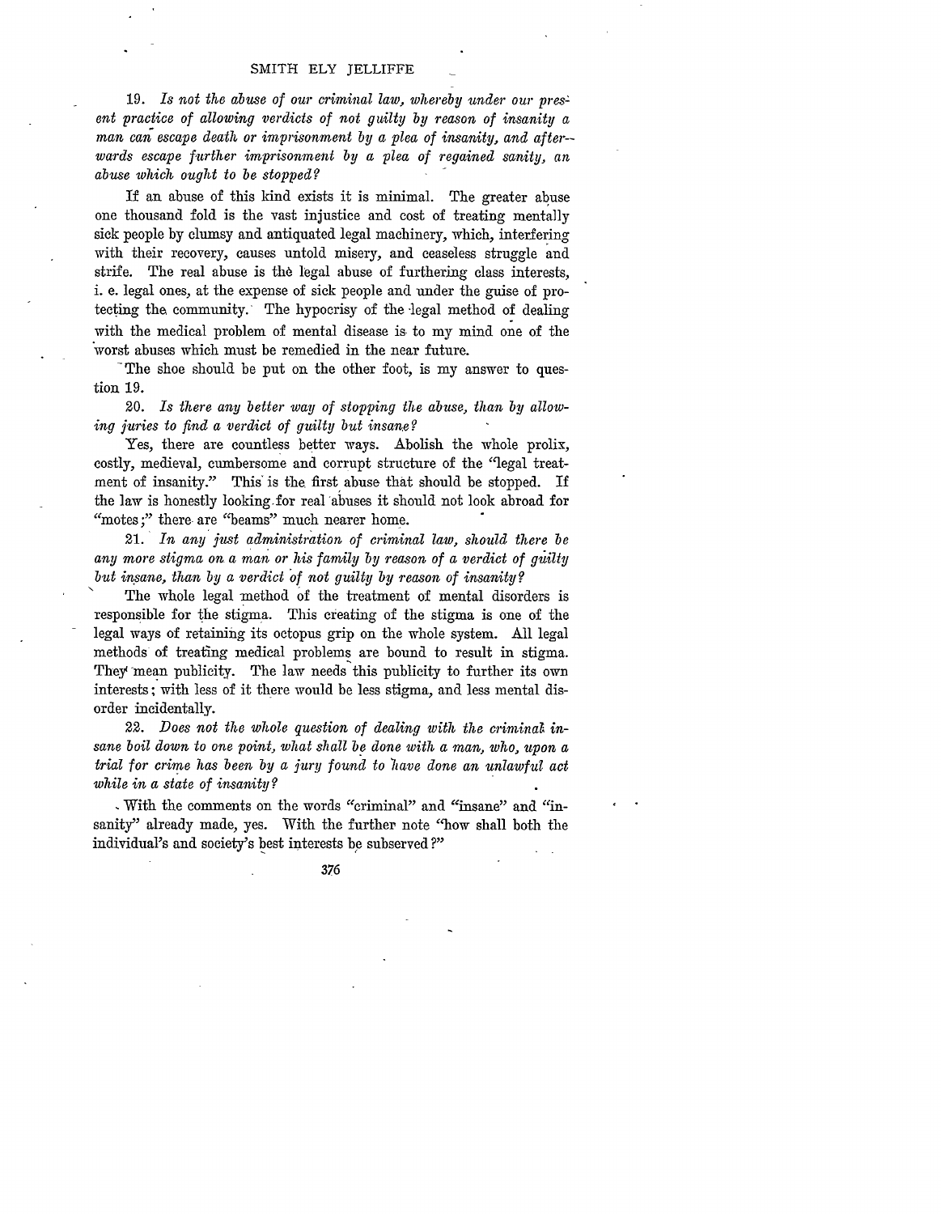19. *Is not the abuse of our criminal law, whereby under our present practice of allowing verdicts of not guilty by reason of insanity a man can escape death or imprisonment by a plea of insanity, and afterwards escape further imprisonment by a plea of regained sanity, an abuse which ought to be stopped?*

If an abuse of this kind exists it is minimal. The greater abuse one thousand fold is the vast injustice and cost of treating mentally sick people by clumsy and antiquated legal machinery, which, interfering with their recovery, causes untold misery, and ceaseless struggle and strife. The real abuse is the legal abuse of furthering class interests, i. e. legal ones, at the expense of sick people and under the guise of protecting the community. The hypocrisy of the legal method of dealing with the medical problem of mental disease is to my mind one of the worst abuses which must be remedied in the near future.

The shoe should be put on the other foot, is my answer to question 19.

20. *Is there any better way of stopping the abuse, than by allowing juries to find a verdict of guilty but insane?*

Yes, there are countless better ways. Abolish the whole prolix, costly, medieval, cumbersome and corrupt structure of the "legal treatment of insanity." This is the first abuse that should be stopped. If the law is honestly looking for real abuses it should not look abroad for "motes;" there are "beams" much nearer home.

21. *In any just administration of criminal law, should there be any more stigma on a man or his family by reason of a verdict of guilty but insane, than by a verdict of not guilty by reason of insanity?*

The whole legal method of the treatment of mental disorders is responsible for the stigma. This creating of the stigma is one of the legal ways of retaining its octopus grip on the whole system. All legal methods of treating medical problems are bound to result in stigma. They mean publicity. The law needs this publicity to further its own interests; with less of it there would be less stigma, and less mental disorder incidentally.

22. *Does not the whole question of dealing with the criminal insane boil down to one point, what shall be done with a man, who, upon a trial for crime has been by a jury found to have done an unlawful act while in a state of insanity?*

With the comments on the words "criminal" and "insane" and "insanity" already made, yes. With the further note "how shall both the individual's and society's best interests be subserved?"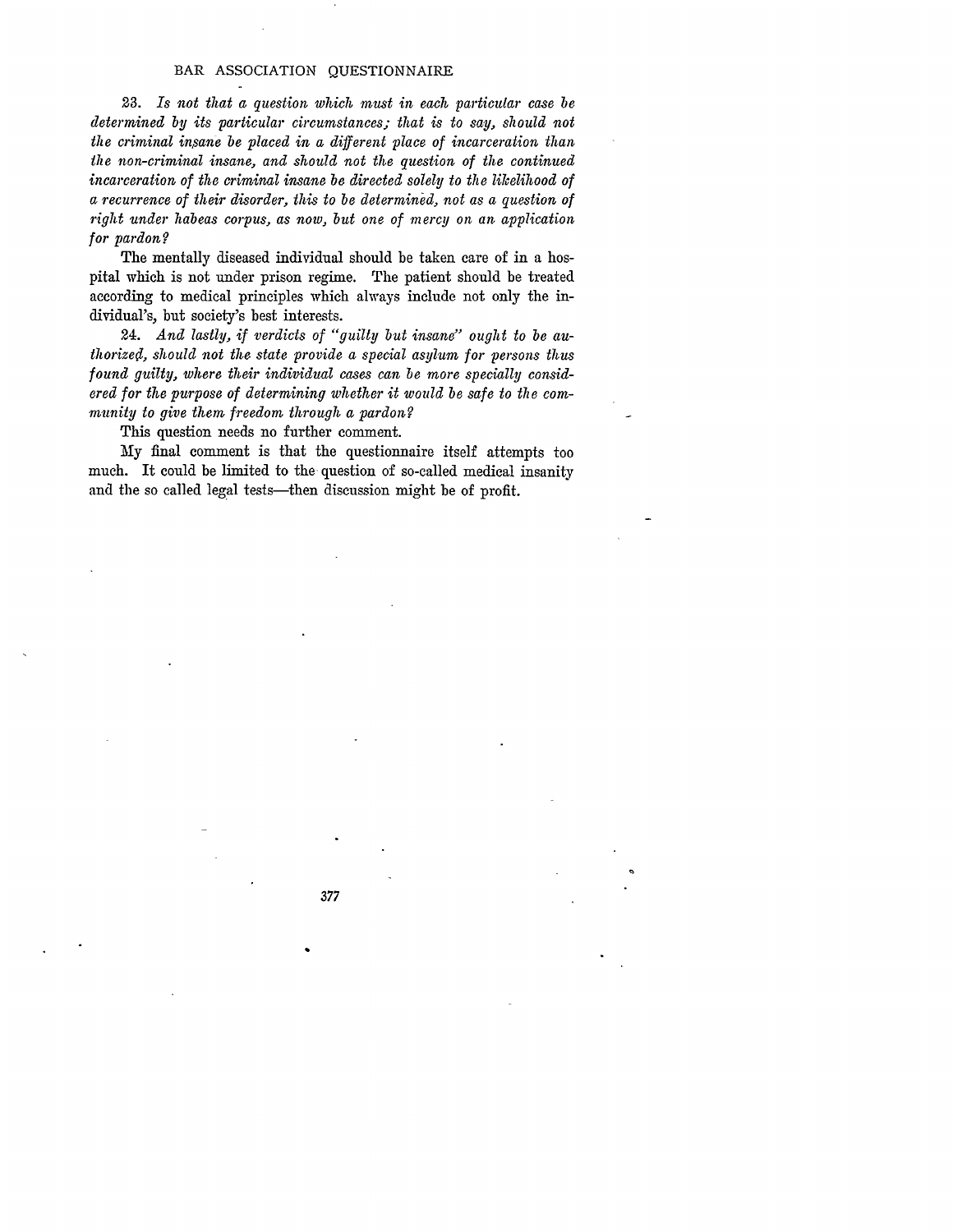23. *Is not that a question which must in each particular case be determined by its particular circumstances; that is to say, should not the criminal insane be placed in a different place of incarceration than the non-criminal insane, and should not the question of the continued incarceration of the criminal insane be directed solely to the likelihood of a recurrence of their disorder, this to be determined, not as a question of right under habeas corpus, as now, but one of mercy on an application for pardon?*

The mentally diseased individual should be taken care of in a hospital which is not under prison regime. The patient should be treated according to medical principles which always include not only the individual's, but society's best interests.

24. *And lastly, if verdicts of "guilty but insane" ought to be authorized, should not the state provide a special asylum for persons thus found guilty, where their individual cases can be more specially considered for the purpose of determining whether it would be safe to the community to give them freedom through a pardon?*

This question needs no further comment.

My final comment is that the questionnaire itself attempts too much. It could be limited to the question of so-called medical insanity and the so called legal tests—then discussion might be of profit.